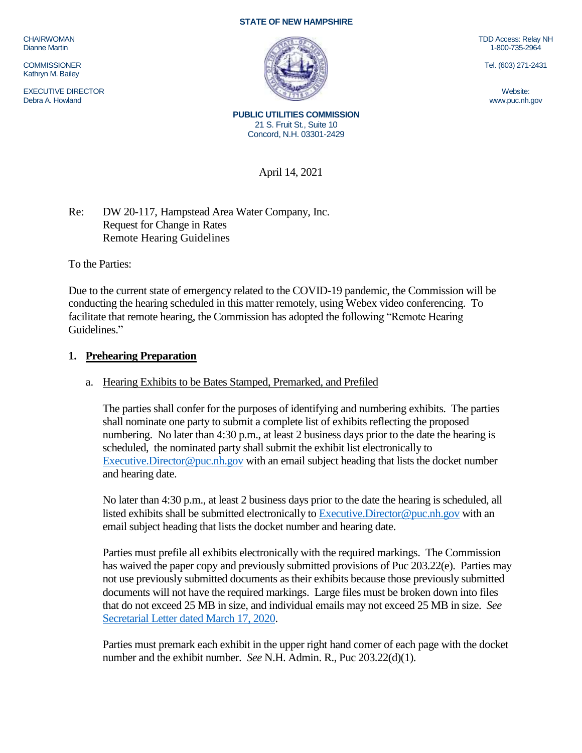**STATE OF NEW HAMPSHIRE**

CHAIRWOMAN
Dianne Martin

COMMISSIONER
Kathryn M. Bailey

EXECUTIVE DIRECTOR
Debra A. Howland

TDD Access: Relay NH
1-800-735-2964

Tel. (603) 271-2431

Website:
www.puc.nh.gov

**PUBLIC UTILITIES COMMISSION**
21 S. Fruit St., Suite 10
Concord, N.H. 03301-2429

April 14, 2021

Re: DW 20-117, Hampstead Area Water Company, Inc.
Request for Change in Rates
Remote Hearing Guidelines

To the Parties:

Due to the current state of emergency related to the COVID-19 pandemic, the Commission will be conducting the hearing scheduled in this matter remotely, using Webex video conferencing. To facilitate that remote hearing, the Commission has adopted the following "Remote Hearing Guidelines."

## 1. Prehearing Preparation

### a. Hearing Exhibits to be Bates Stamped, Premarked, and Prefiled

The parties shall confer for the purposes of identifying and numbering exhibits. The parties shall nominate one party to submit a complete list of exhibits reflecting the proposed numbering. No later than 4:30 p.m., at least 2 business days prior to the date the hearing is scheduled, the nominated party shall submit the exhibit list electronically to Executive.Director@puc.nh.gov with an email subject heading that lists the docket number and hearing date.

No later than 4:30 p.m., at least 2 business days prior to the date the hearing is scheduled, all listed exhibits shall be submitted electronically to Executive.Director@puc.nh.gov with an email subject heading that lists the docket number and hearing date.

Parties must prefile all exhibits electronically with the required markings. The Commission has waived the paper copy and previously submitted provisions of Puc 203.22(e). Parties may not use previously submitted documents as their exhibits because those previously submitted documents will not have the required markings. Large files must be broken down into files that do not exceed 25 MB in size, and individual emails may not exceed 25 MB in size. *See* Secretarial Letter dated March 17, 2020.

Parties must premark each exhibit in the upper right hand corner of each page with the docket number and the exhibit number. *See* N.H. Admin. R., Puc 203.22(d)(1).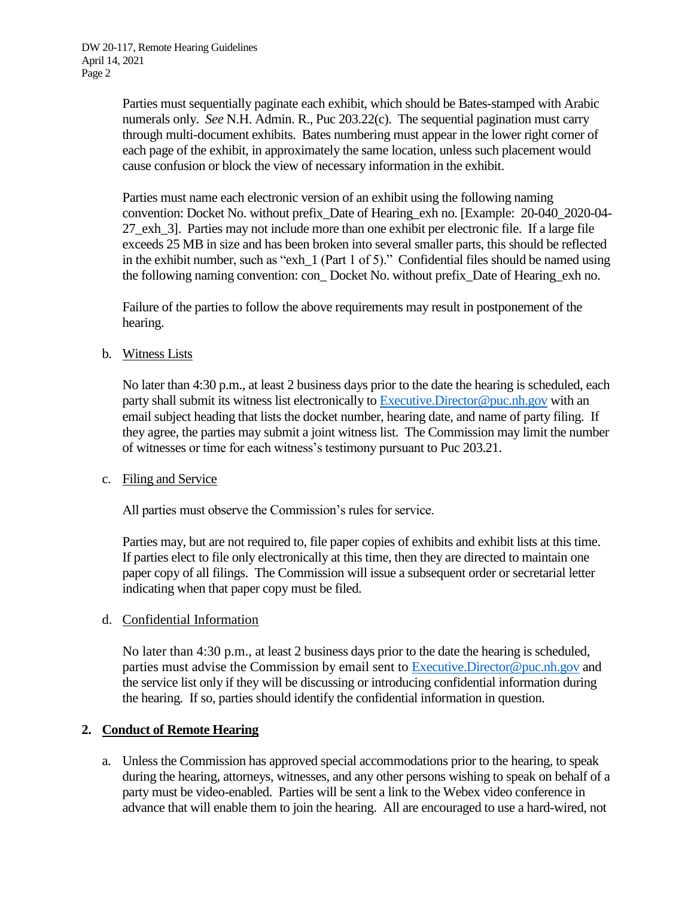Parties must sequentially paginate each exhibit, which should be Bates-stamped with Arabic numerals only. *See* N.H. Admin. R., Puc 203.22(c). The sequential pagination must carry through multi-document exhibits. Bates numbering must appear in the lower right corner of each page of the exhibit, in approximately the same location, unless such placement would cause confusion or block the view of necessary information in the exhibit.

Parties must name each electronic version of an exhibit using the following naming convention: Docket No. without prefix_Date of Hearing_exh no. [Example: 20-040_2020-04-27_exh_3]. Parties may not include more than one exhibit per electronic file. If a large file exceeds 25 MB in size and has been broken into several smaller parts, this should be reflected in the exhibit number, such as "exh_1 (Part 1 of 5)." Confidential files should be named using the following naming convention: con_ Docket No. without prefix_Date of Hearing_exh no.

Failure of the parties to follow the above requirements may result in postponement of the hearing.

b. Witness Lists

No later than 4:30 p.m., at least 2 business days prior to the date the hearing is scheduled, each party shall submit its witness list electronically to Executive.Director@puc.nh.gov with an email subject heading that lists the docket number, hearing date, and name of party filing. If they agree, the parties may submit a joint witness list. The Commission may limit the number of witnesses or time for each witness's testimony pursuant to Puc 203.21.

c. Filing and Service

All parties must observe the Commission's rules for service.

Parties may, but are not required to, file paper copies of exhibits and exhibit lists at this time. If parties elect to file only electronically at this time, then they are directed to maintain one paper copy of all filings. The Commission will issue a subsequent order or secretarial letter indicating when that paper copy must be filed.

d. Confidential Information

No later than 4:30 p.m., at least 2 business days prior to the date the hearing is scheduled, parties must advise the Commission by email sent to Executive.Director@puc.nh.gov and the service list only if they will be discussing or introducing confidential information during the hearing. If so, parties should identify the confidential information in question.

## 2. Conduct of Remote Hearing

a. Unless the Commission has approved special accommodations prior to the hearing, to speak during the hearing, attorneys, witnesses, and any other persons wishing to speak on behalf of a party must be video-enabled. Parties will be sent a link to the Webex video conference in advance that will enable them to join the hearing. All are encouraged to use a hard-wired, not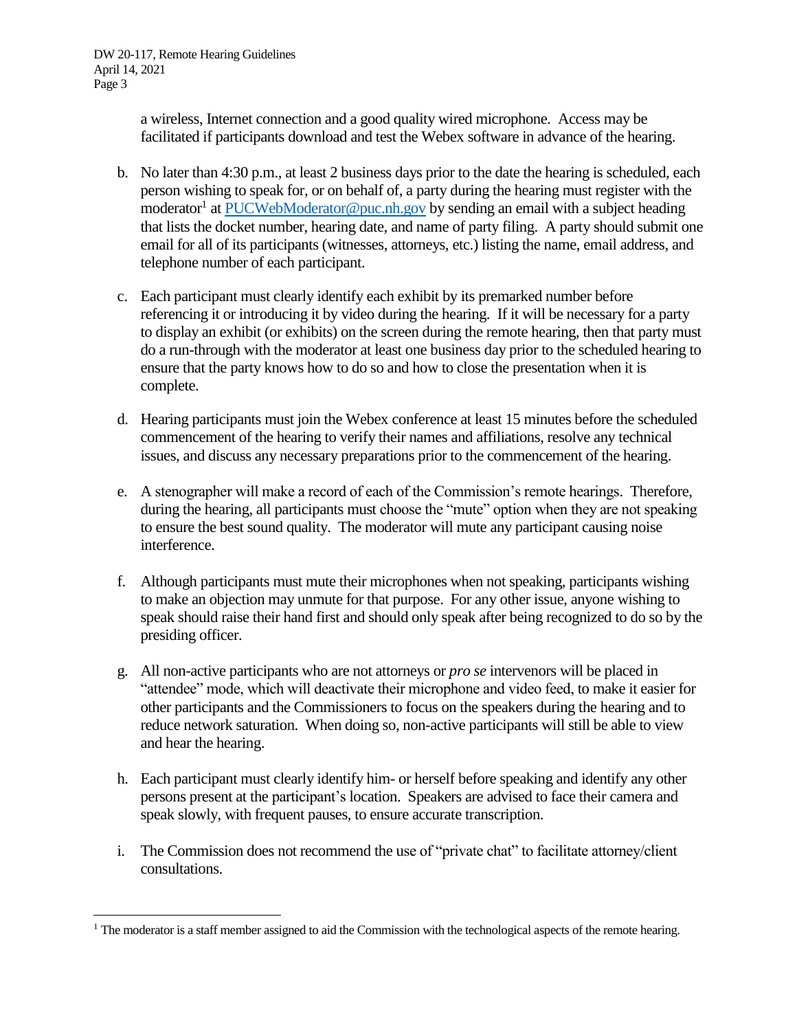a wireless, Internet connection and a good quality wired microphone. Access may be facilitated if participants download and test the Webex software in advance of the hearing.

b. No later than 4:30 p.m., at least 2 business days prior to the date the hearing is scheduled, each person wishing to speak for, or on behalf of, a party during the hearing must register with the moderator[1] at PUCWebModerator@puc.nh.gov by sending an email with a subject heading that lists the docket number, hearing date, and name of party filing. A party should submit one email for all of its participants (witnesses, attorneys, etc.) listing the name, email address, and telephone number of each participant.

c. Each participant must clearly identify each exhibit by its premarked number before referencing it or introducing it by video during the hearing. If it will be necessary for a party to display an exhibit (or exhibits) on the screen during the remote hearing, then that party must do a run-through with the moderator at least one business day prior to the scheduled hearing to ensure that the party knows how to do so and how to close the presentation when it is complete.

d. Hearing participants must join the Webex conference at least 15 minutes before the scheduled commencement of the hearing to verify their names and affiliations, resolve any technical issues, and discuss any necessary preparations prior to the commencement of the hearing.

e. A stenographer will make a record of each of the Commission's remote hearings. Therefore, during the hearing, all participants must choose the "mute" option when they are not speaking to ensure the best sound quality. The moderator will mute any participant causing noise interference.

f. Although participants must mute their microphones when not speaking, participants wishing to make an objection may unmute for that purpose. For any other issue, anyone wishing to speak should raise their hand first and should only speak after being recognized to do so by the presiding officer.

g. All non-active participants who are not attorneys or *pro se* intervenors will be placed in "attendee" mode, which will deactivate their microphone and video feed, to make it easier for other participants and the Commissioners to focus on the speakers during the hearing and to reduce network saturation. When doing so, non-active participants will still be able to view and hear the hearing.

h. Each participant must clearly identify him- or herself before speaking and identify any other persons present at the participant's location. Speakers are advised to face their camera and speak slowly, with frequent pauses, to ensure accurate transcription.

i. The Commission does not recommend the use of "private chat" to facilitate attorney/client consultations.

---

[1] The moderator is a staff member assigned to aid the Commission with the technological aspects of the remote hearing.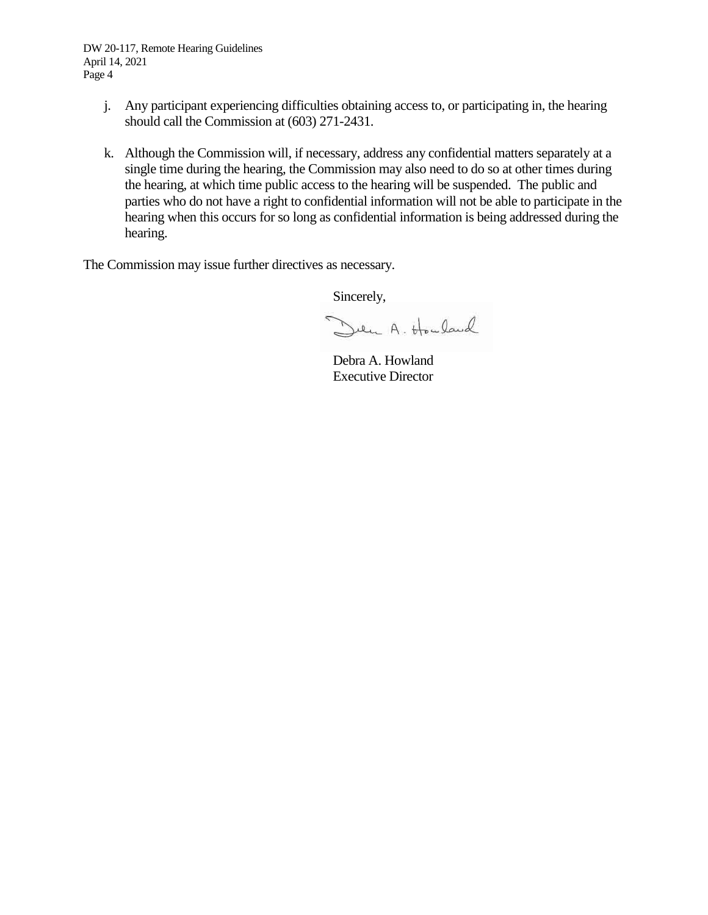j. Any participant experiencing difficulties obtaining access to, or participating in, the hearing should call the Commission at (603) 271-2431.

k. Although the Commission will, if necessary, address any confidential matters separately at a single time during the hearing, the Commission may also need to do so at other times during the hearing, at which time public access to the hearing will be suspended. The public and parties who do not have a right to confidential information will not be able to participate in the hearing when this occurs for so long as confidential information is being addressed during the hearing.

The Commission may issue further directives as necessary.

Sincerely,

Debra A. Howland
Executive Director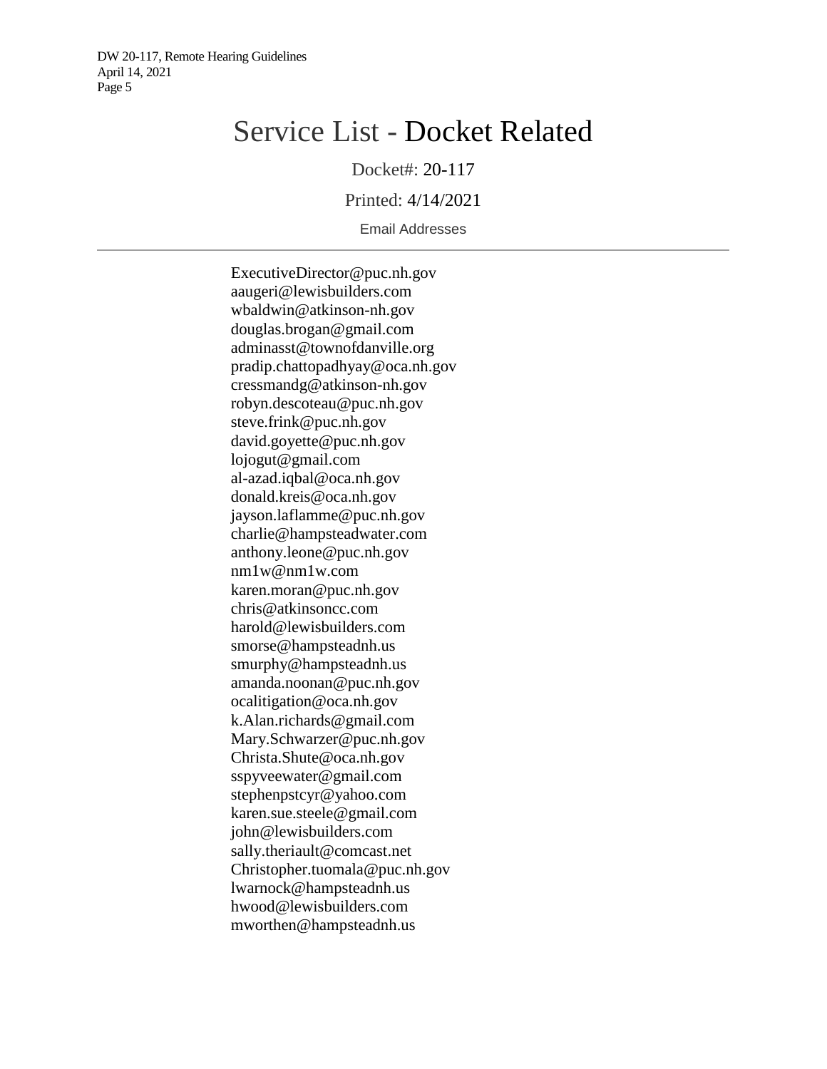# Service List - Docket Related

Docket#: 20-117

Printed: 4/14/2021

Email Addresses

---

ExecutiveDirector@puc.nh.gov
aaugeri@lewisbuilders.com
wbaldwin@atkinson-nh.gov
douglas.brogan@gmail.com
adminasst@townofdanville.org
pradip.chattopadhyay@oca.nh.gov
cressmandg@atkinson-nh.gov
robyn.descoteau@puc.nh.gov
steve.frink@puc.nh.gov
david.goyette@puc.nh.gov
lojogut@gmail.com
al-azad.iqbal@oca.nh.gov
donald.kreis@oca.nh.gov
jayson.laflamme@puc.nh.gov
charlie@hampsteadwater.com
anthony.leone@puc.nh.gov
nm1w@nm1w.com
karen.moran@puc.nh.gov
chris@atkinsoncc.com
harold@lewisbuilders.com
smorse@hampsteadnh.us
smurphy@hampsteadnh.us
amanda.noonan@puc.nh.gov
ocalitigation@oca.nh.gov
k.Alan.richards@gmail.com
Mary.Schwarzer@puc.nh.gov
Christa.Shute@oca.nh.gov
sspyveewater@gmail.com
stephenpstcyr@yahoo.com
karen.sue.steele@gmail.com
john@lewisbuilders.com
sally.theriault@comcast.net
Christopher.tuomala@puc.nh.gov
lwarnock@hampsteadnh.us
hwood@lewisbuilders.com
mworthen@hampsteadnh.us